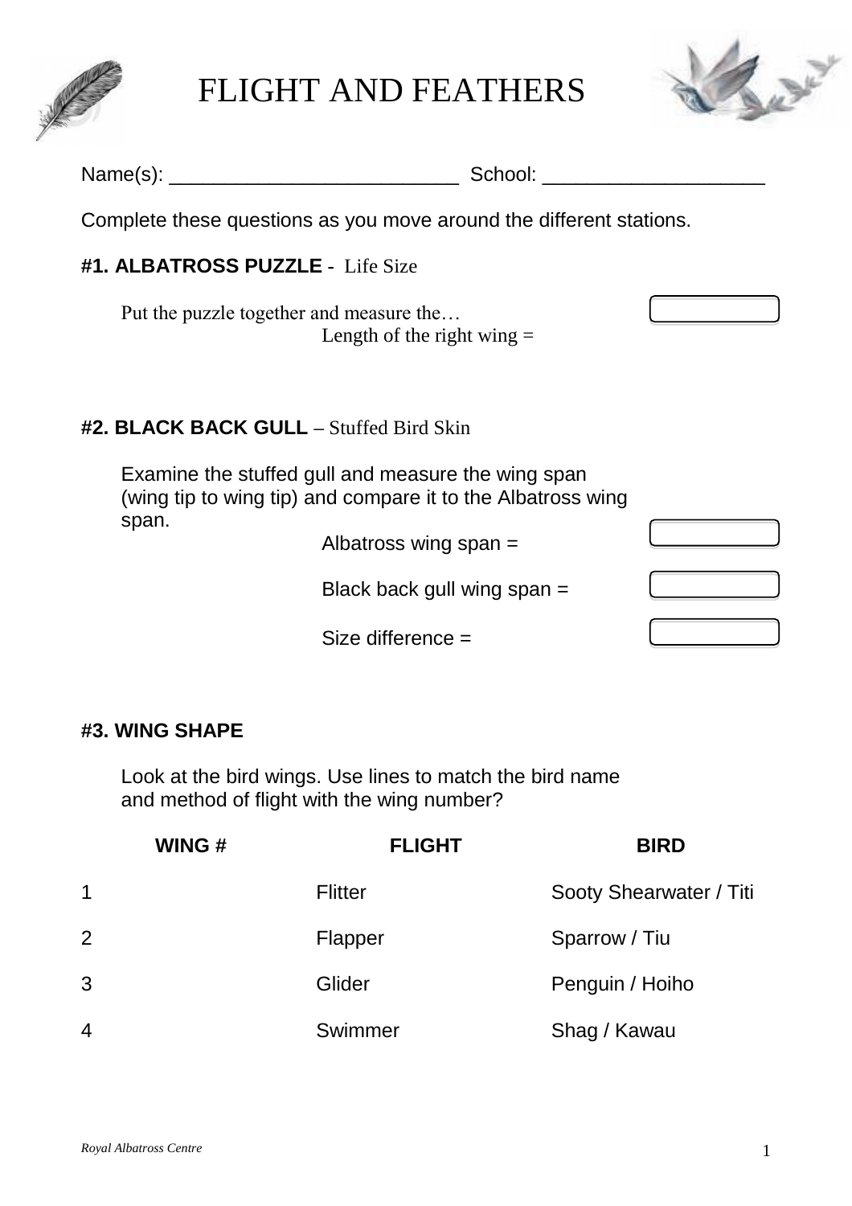# FLIGHT AND FEATHERS

Name(s): ___________________________ School: ____________________

Complete these questions as you move around the different stations.

### #1. ALBATROSS PUZZLE - Life Size

Put the puzzle together and measure the…

Length of the right wing = ____________

### #2. BLACK BACK GULL – Stuffed Bird Skin

Examine the stuffed gull and measure the wing span (wing tip to wing tip) and compare it to the Albatross wing span.

Albatross wing span = ____________

Black back gull wing span = ____________

Size difference = ____________

### #3. WING SHAPE

Look at the bird wings. Use lines to match the bird name and method of flight with the wing number?

| WING # | FLIGHT | BIRD |
|---|---|---|
| 1 | Flitter | Sooty Shearwater / Titi |
| 2 | Flapper | Sparrow / Tiu |
| 3 | Glider | Penguin / Hoiho |
| 4 | Swimmer | Shag / Kawau |

*Royal Albatross Centre*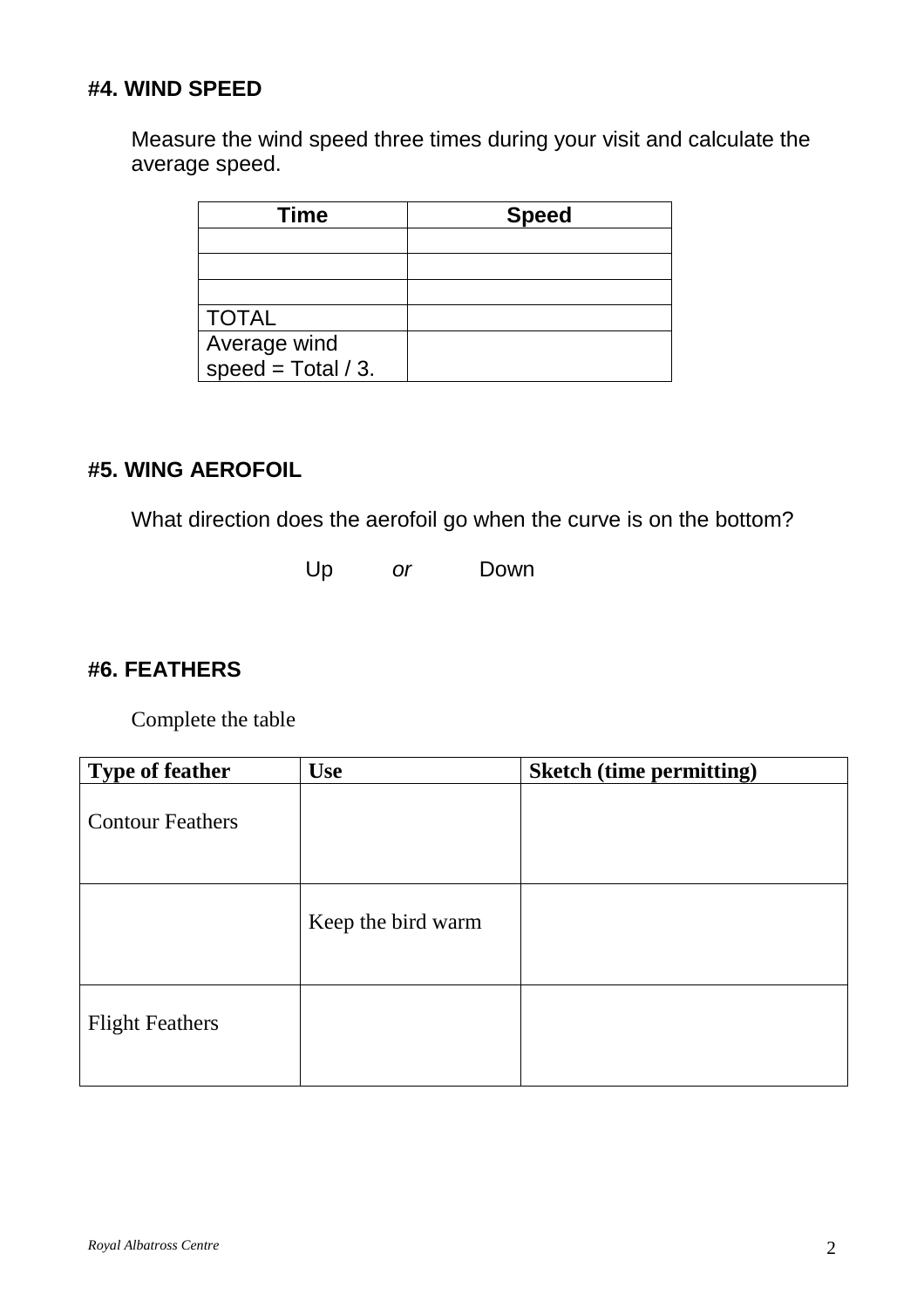#### #4. WIND SPEED

Measure the wind speed three times during your visit and calculate the average speed.

| Time | Speed |
| --- | --- |
| | |
| | |
| | |
| TOTAL | |
| Average wind speed = Total / 3. | |

#### #5. WING AEROFOIL

What direction does the aerofoil go when the curve is on the bottom?

Up *or* Down

#### #6. FEATHERS

Complete the table

| Type of feather | Use | Sketch (time permitting) |
| --- | --- | --- |
| Contour Feathers | | |
| | Keep the bird warm | |
| Flight Feathers | | |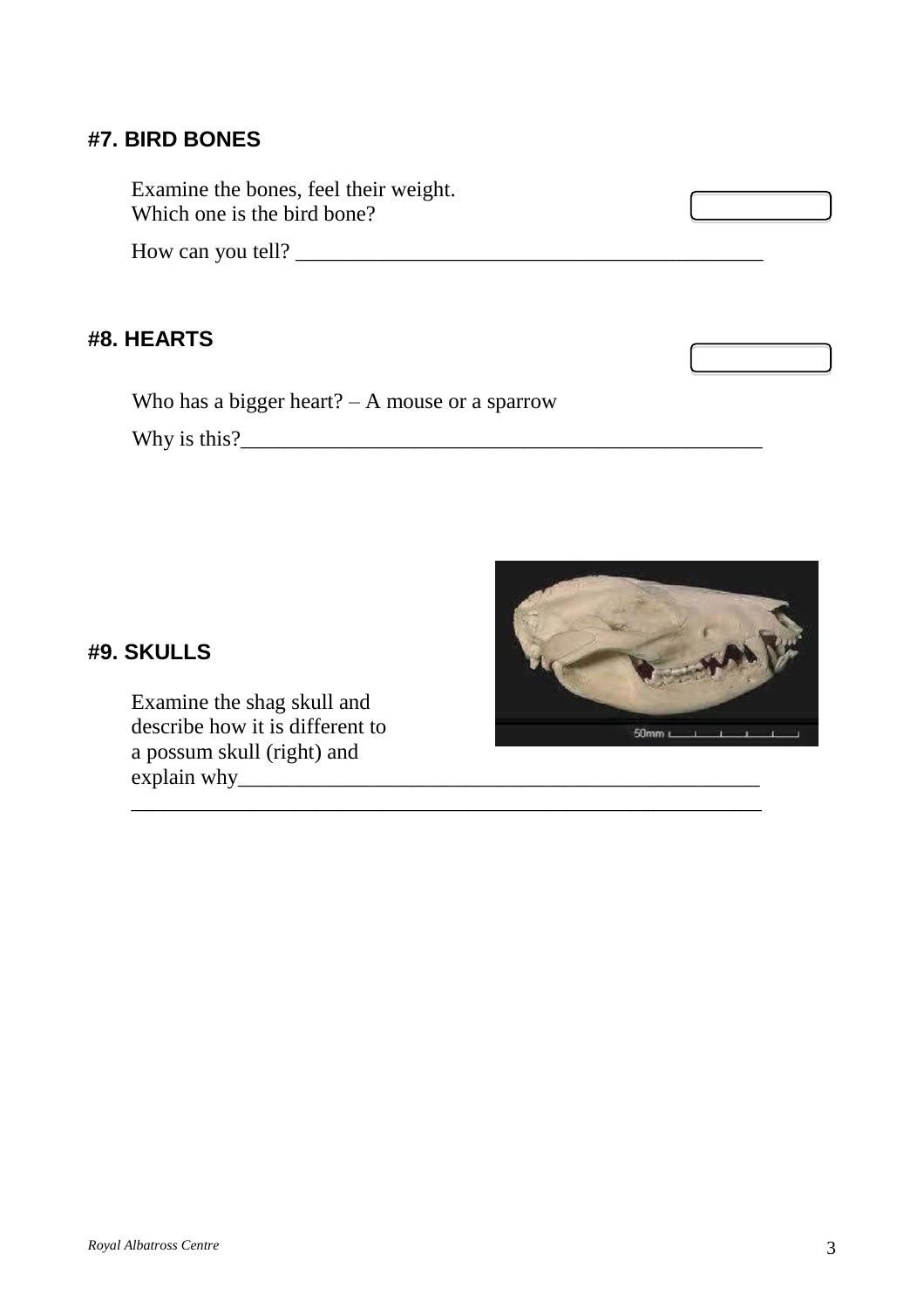### #7. BIRD BONES

Examine the bones, feel their weight.
Which one is the bird bone?

How can you tell? ____________________________________________

### #8. HEARTS

Who has a bigger heart? – A mouse or a sparrow

Why is this?__________________________________________________

### #9. SKULLS

Examine the shag skull and describe how it is different to a possum skull (right) and explain why_________________________________________________

____________________________________________________________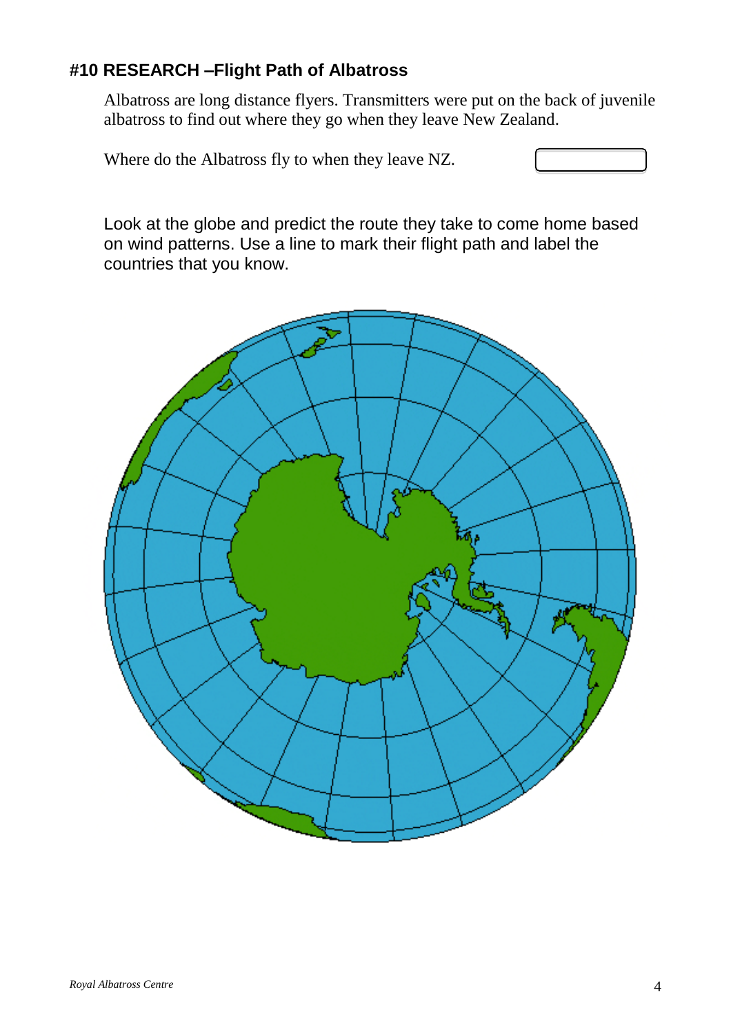## #10 RESEARCH –Flight Path of Albatross

Albatross are long distance flyers. Transmitters were put on the back of juvenile albatross to find out where they go when they leave New Zealand.

Where do the Albatross fly to when they leave NZ.

Look at the globe and predict the route they take to come home based on wind patterns. Use a line to mark their flight path and label the countries that you know.